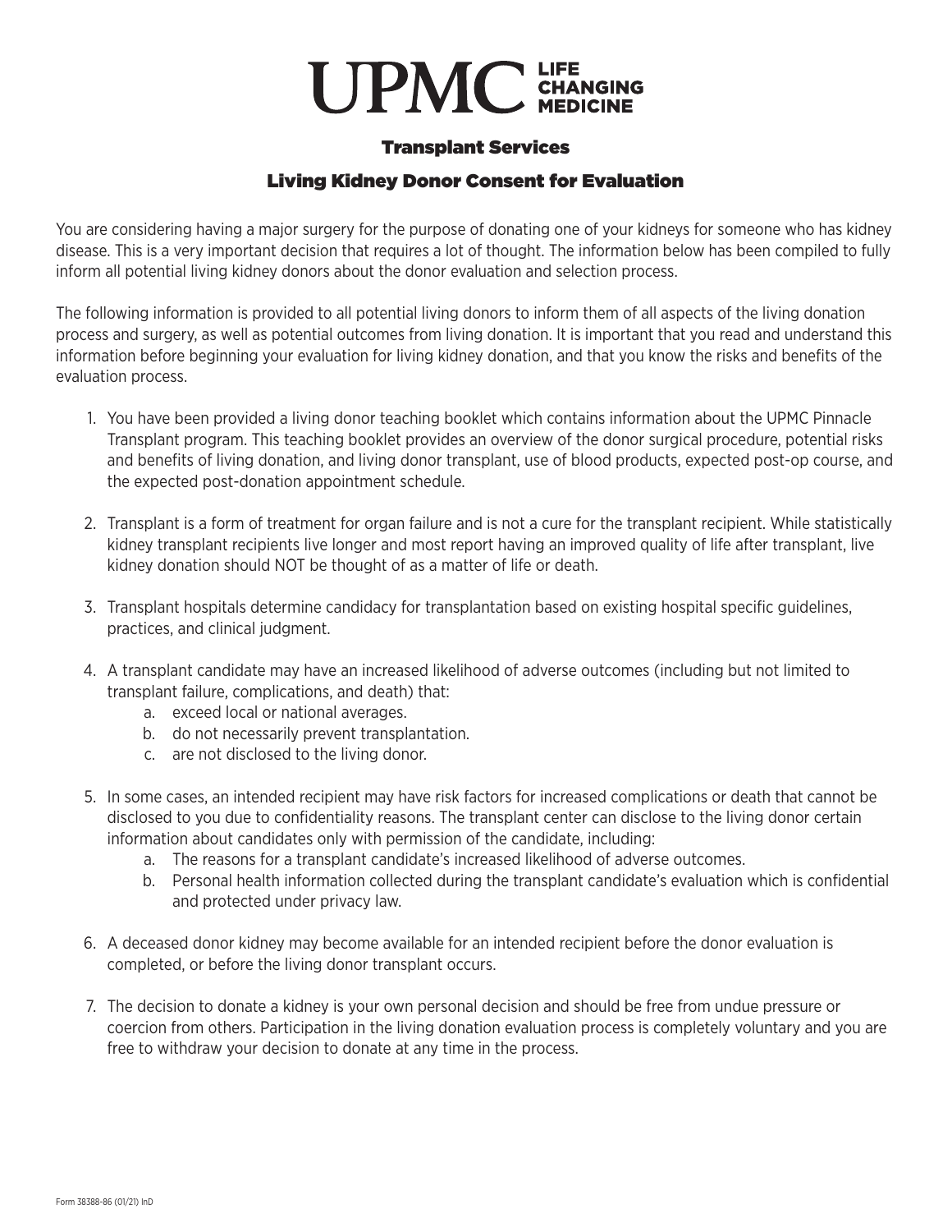# UPMC LIFE CHANGING MEDICINE

## Transplant Services

## Living Kidney Donor Consent for Evaluation

You are considering having a major surgery for the purpose of donating one of your kidneys for someone who has kidney disease. This is a very important decision that requires a lot of thought. The information below has been compiled to fully inform all potential living kidney donors about the donor evaluation and selection process.

The following information is provided to all potential living donors to inform them of all aspects of the living donation process and surgery, as well as potential outcomes from living donation. It is important that you read and understand this information before beginning your evaluation for living kidney donation, and that you know the risks and benefits of the evaluation process.

1. You have been provided a living donor teaching booklet which contains information about the UPMC Pinnacle Transplant program. This teaching booklet provides an overview of the donor surgical procedure, potential risks and benefits of living donation, and living donor transplant, use of blood products, expected post-op course, and the expected post-donation appointment schedule.

2. Transplant is a form of treatment for organ failure and is not a cure for the transplant recipient. While statistically kidney transplant recipients live longer and most report having an improved quality of life after transplant, live kidney donation should NOT be thought of as a matter of life or death.

3. Transplant hospitals determine candidacy for transplantation based on existing hospital specific guidelines, practices, and clinical judgment.

4. A transplant candidate may have an increased likelihood of adverse outcomes (including but not limited to transplant failure, complications, and death) that:
   a. exceed local or national averages.
   b. do not necessarily prevent transplantation.
   c. are not disclosed to the living donor.

5. In some cases, an intended recipient may have risk factors for increased complications or death that cannot be disclosed to you due to confidentiality reasons. The transplant center can disclose to the living donor certain information about candidates only with permission of the candidate, including:
   a. The reasons for a transplant candidate's increased likelihood of adverse outcomes.
   b. Personal health information collected during the transplant candidate's evaluation which is confidential and protected under privacy law.

6. A deceased donor kidney may become available for an intended recipient before the donor evaluation is completed, or before the living donor transplant occurs.

7. The decision to donate a kidney is your own personal decision and should be free from undue pressure or coercion from others. Participation in the living donation evaluation process is completely voluntary and you are free to withdraw your decision to donate at any time in the process.

Form 38388-86 (01/21) InD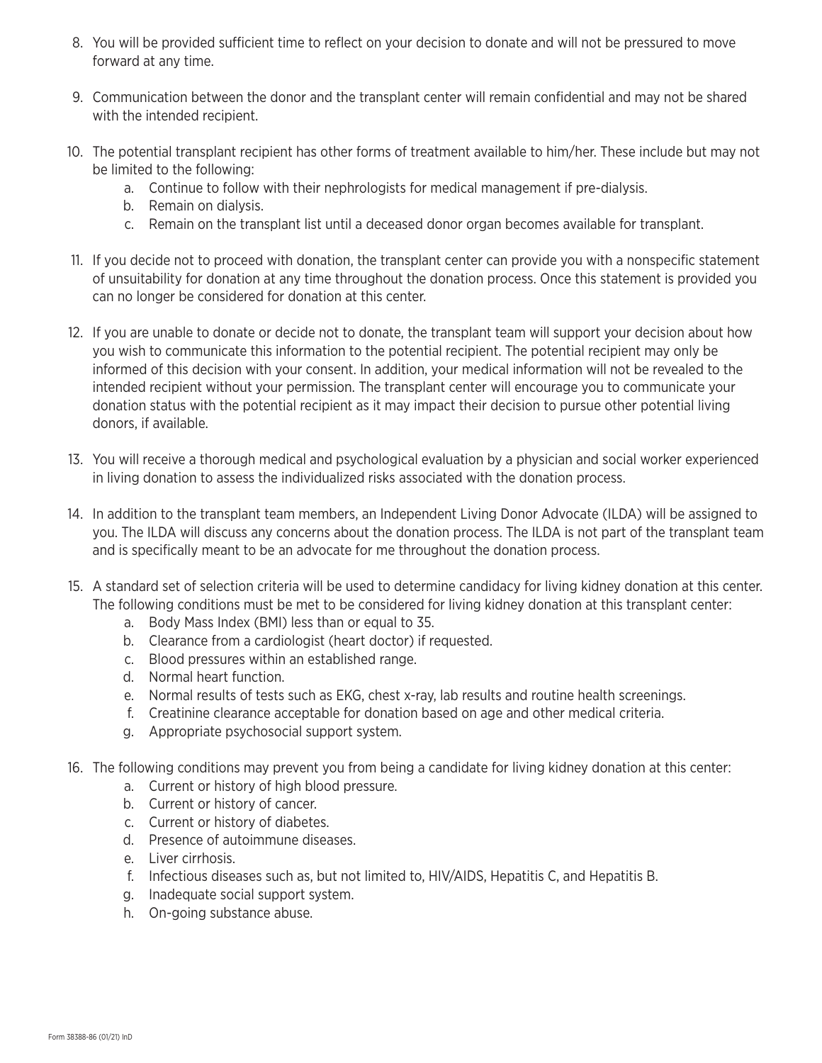8. You will be provided sufficient time to reflect on your decision to donate and will not be pressured to move forward at any time.

9. Communication between the donor and the transplant center will remain confidential and may not be shared with the intended recipient.

10. The potential transplant recipient has other forms of treatment available to him/her. These include but may not be limited to the following:
    a. Continue to follow with their nephrologists for medical management if pre-dialysis.
    b. Remain on dialysis.
    c. Remain on the transplant list until a deceased donor organ becomes available for transplant.

11. If you decide not to proceed with donation, the transplant center can provide you with a nonspecific statement of unsuitability for donation at any time throughout the donation process. Once this statement is provided you can no longer be considered for donation at this center.

12. If you are unable to donate or decide not to donate, the transplant team will support your decision about how you wish to communicate this information to the potential recipient. The potential recipient may only be informed of this decision with your consent. In addition, your medical information will not be revealed to the intended recipient without your permission. The transplant center will encourage you to communicate your donation status with the potential recipient as it may impact their decision to pursue other potential living donors, if available.

13. You will receive a thorough medical and psychological evaluation by a physician and social worker experienced in living donation to assess the individualized risks associated with the donation process.

14. In addition to the transplant team members, an Independent Living Donor Advocate (ILDA) will be assigned to you. The ILDA will discuss any concerns about the donation process. The ILDA is not part of the transplant team and is specifically meant to be an advocate for me throughout the donation process.

15. A standard set of selection criteria will be used to determine candidacy for living kidney donation at this center. The following conditions must be met to be considered for living kidney donation at this transplant center:
    a. Body Mass Index (BMI) less than or equal to 35.
    b. Clearance from a cardiologist (heart doctor) if requested.
    c. Blood pressures within an established range.
    d. Normal heart function.
    e. Normal results of tests such as EKG, chest x-ray, lab results and routine health screenings.
    f. Creatinine clearance acceptable for donation based on age and other medical criteria.
    g. Appropriate psychosocial support system.

16. The following conditions may prevent you from being a candidate for living kidney donation at this center:
    a. Current or history of high blood pressure.
    b. Current or history of cancer.
    c. Current or history of diabetes.
    d. Presence of autoimmune diseases.
    e. Liver cirrhosis.
    f. Infectious diseases such as, but not limited to, HIV/AIDS, Hepatitis C, and Hepatitis B.
    g. Inadequate social support system.
    h. On-going substance abuse.

Form 38388-86 (01/21) InD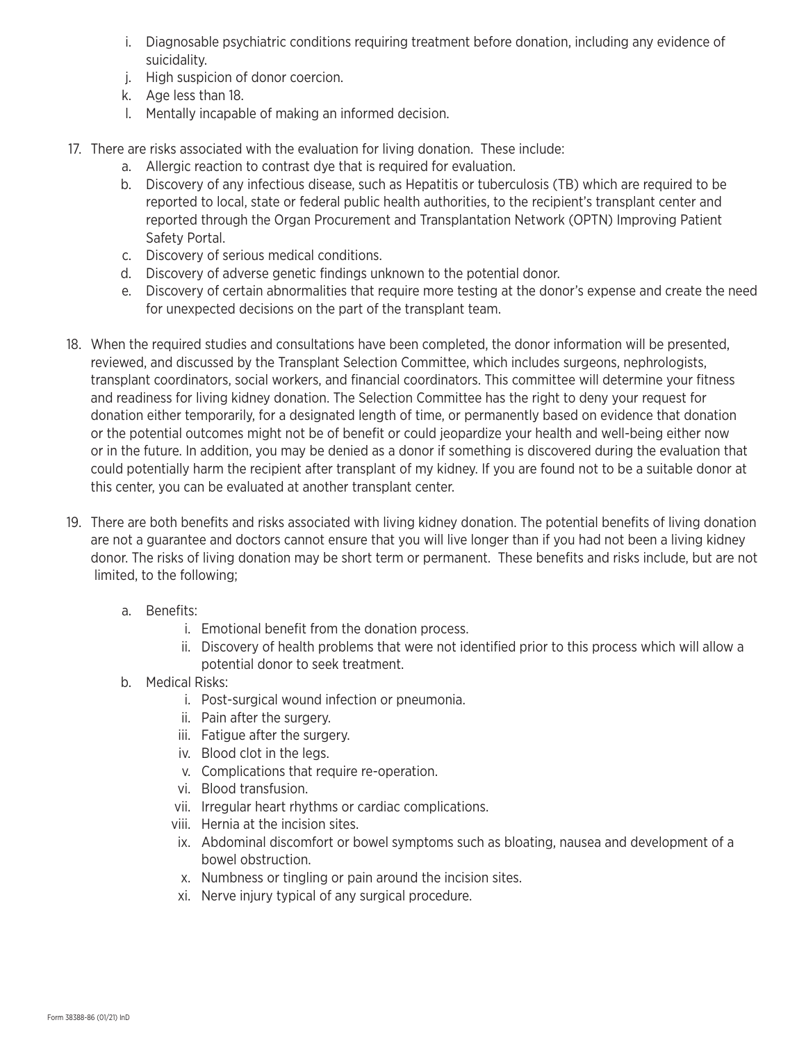- i. Diagnosable psychiatric conditions requiring treatment before donation, including any evidence of suicidality.
   - j. High suspicion of donor coercion.
   - k. Age less than 18.
   - l. Mentally incapable of making an informed decision.

17. There are risks associated with the evaluation for living donation. These include:
    - a. Allergic reaction to contrast dye that is required for evaluation.
    - b. Discovery of any infectious disease, such as Hepatitis or tuberculosis (TB) which are required to be reported to local, state or federal public health authorities, to the recipient's transplant center and reported through the Organ Procurement and Transplantation Network (OPTN) Improving Patient Safety Portal.
    - c. Discovery of serious medical conditions.
    - d. Discovery of adverse genetic findings unknown to the potential donor.
    - e. Discovery of certain abnormalities that require more testing at the donor's expense and create the need for unexpected decisions on the part of the transplant team.

18. When the required studies and consultations have been completed, the donor information will be presented, reviewed, and discussed by the Transplant Selection Committee, which includes surgeons, nephrologists, transplant coordinators, social workers, and financial coordinators. This committee will determine your fitness and readiness for living kidney donation. The Selection Committee has the right to deny your request for donation either temporarily, for a designated length of time, or permanently based on evidence that donation or the potential outcomes might not be of benefit or could jeopardize your health and well-being either now or in the future. In addition, you may be denied as a donor if something is discovered during the evaluation that could potentially harm the recipient after transplant of my kidney. If you are found not to be a suitable donor at this center, you can be evaluated at another transplant center.

19. There are both benefits and risks associated with living kidney donation. The potential benefits of living donation are not a guarantee and doctors cannot ensure that you will live longer than if you had not been a living kidney donor. The risks of living donation may be short term or permanent. These benefits and risks include, but are not limited, to the following;

    - a. Benefits:
        - i. Emotional benefit from the donation process.
        - ii. Discovery of health problems that were not identified prior to this process which will allow a potential donor to seek treatment.
    - b. Medical Risks:
        - i. Post-surgical wound infection or pneumonia.
        - ii. Pain after the surgery.
        - iii. Fatigue after the surgery.
        - iv. Blood clot in the legs.
        - v. Complications that require re-operation.
        - vi. Blood transfusion.
        - vii. Irregular heart rhythms or cardiac complications.
        - viii. Hernia at the incision sites.
        - ix. Abdominal discomfort or bowel symptoms such as bloating, nausea and development of a bowel obstruction.
        - x. Numbness or tingling or pain around the incision sites.
        - xi. Nerve injury typical of any surgical procedure.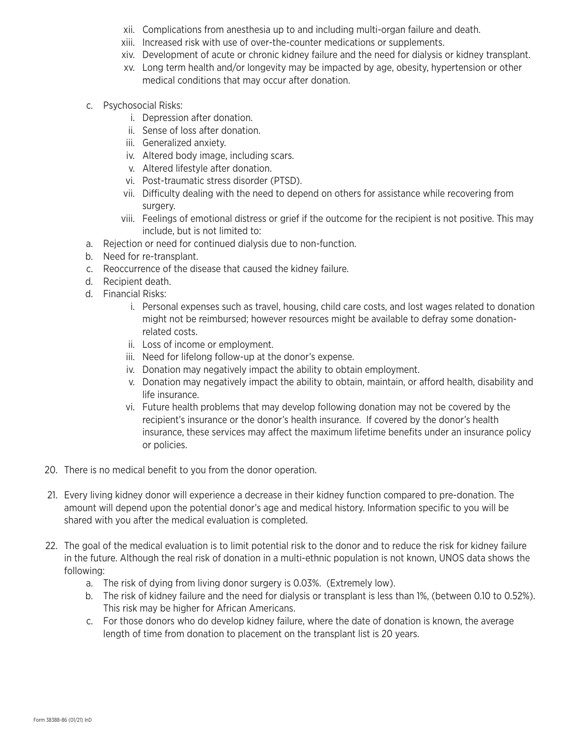- xii. Complications from anesthesia up to and including multi-organ failure and death.
- xiii. Increased risk with use of over-the-counter medications or supplements.
- xiv. Development of acute or chronic kidney failure and the need for dialysis or kidney transplant.
- xv. Long term health and/or longevity may be impacted by age, obesity, hypertension or other medical conditions that may occur after donation.

c. Psychosocial Risks:

- i. Depression after donation.
- ii. Sense of loss after donation.
- iii. Generalized anxiety.
- iv. Altered body image, including scars.
- v. Altered lifestyle after donation.
- vi. Post-traumatic stress disorder (PTSD).
- vii. Difficulty dealing with the need to depend on others for assistance while recovering from surgery.
- viii. Feelings of emotional distress or grief if the outcome for the recipient is not positive. This may include, but is not limited to:

a. Rejection or need for continued dialysis due to non-function.
b. Need for re-transplant.
c. Reoccurrence of the disease that caused the kidney failure.
d. Recipient death.

d. Financial Risks:

- i. Personal expenses such as travel, housing, child care costs, and lost wages related to donation might not be reimbursed; however resources might be available to defray some donation-related costs.
- ii. Loss of income or employment.
- iii. Need for lifelong follow-up at the donor's expense.
- iv. Donation may negatively impact the ability to obtain employment.
- v. Donation may negatively impact the ability to obtain, maintain, or afford health, disability and life insurance.
- vi. Future health problems that may develop following donation may not be covered by the recipient's insurance or the donor's health insurance. If covered by the donor's health insurance, these services may affect the maximum lifetime benefits under an insurance policy or policies.

20. There is no medical benefit to you from the donor operation.

21. Every living kidney donor will experience a decrease in their kidney function compared to pre-donation. The amount will depend upon the potential donor's age and medical history. Information specific to you will be shared with you after the medical evaluation is completed.

22. The goal of the medical evaluation is to limit potential risk to the donor and to reduce the risk for kidney failure in the future. Although the real risk of donation in a multi-ethnic population is not known, UNOS data shows the following:
    a. The risk of dying from living donor surgery is 0.03%. (Extremely low).
    b. The risk of kidney failure and the need for dialysis or transplant is less than 1%, (between 0.10 to 0.52%). This risk may be higher for African Americans.
    c. For those donors who do develop kidney failure, where the date of donation is known, the average length of time from donation to placement on the transplant list is 20 years.

Form 38388-86 (01/21) InD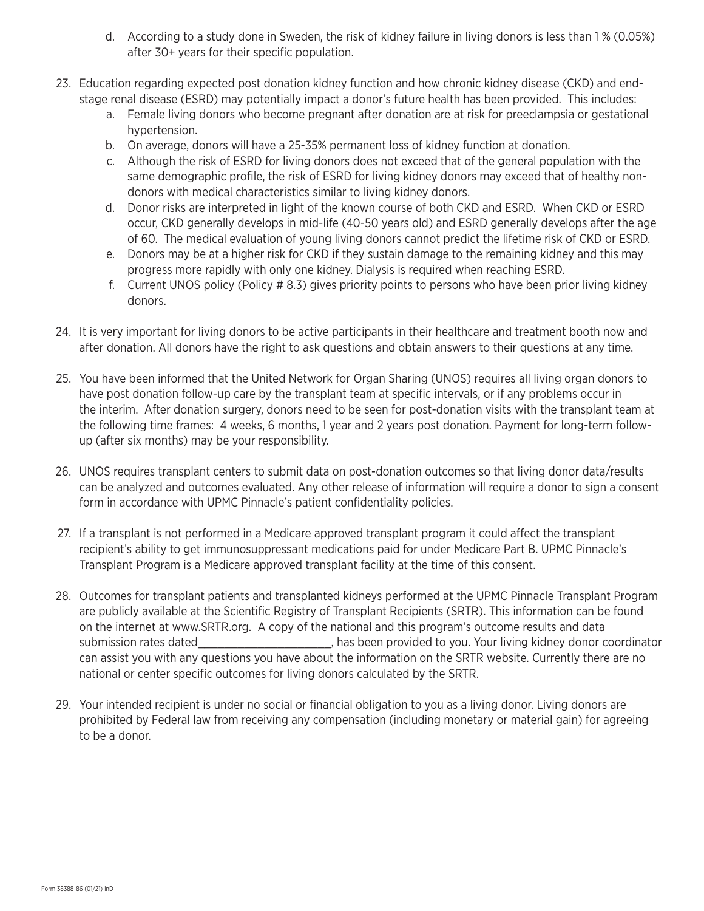d. According to a study done in Sweden, the risk of kidney failure in living donors is less than 1 % (0.05%) after 30+ years for their specific population.

23. Education regarding expected post donation kidney function and how chronic kidney disease (CKD) and end-stage renal disease (ESRD) may potentially impact a donor's future health has been provided. This includes:
    a. Female living donors who become pregnant after donation are at risk for preeclampsia or gestational hypertension.
    b. On average, donors will have a 25-35% permanent loss of kidney function at donation.
    c. Although the risk of ESRD for living donors does not exceed that of the general population with the same demographic profile, the risk of ESRD for living kidney donors may exceed that of healthy non-donors with medical characteristics similar to living kidney donors.
    d. Donor risks are interpreted in light of the known course of both CKD and ESRD. When CKD or ESRD occur, CKD generally develops in mid-life (40-50 years old) and ESRD generally develops after the age of 60. The medical evaluation of young living donors cannot predict the lifetime risk of CKD or ESRD.
    e. Donors may be at a higher risk for CKD if they sustain damage to the remaining kidney and this may progress more rapidly with only one kidney. Dialysis is required when reaching ESRD.
    f. Current UNOS policy (Policy # 8.3) gives priority points to persons who have been prior living kidney donors.

24. It is very important for living donors to be active participants in their healthcare and treatment booth now and after donation. All donors have the right to ask questions and obtain answers to their questions at any time.

25. You have been informed that the United Network for Organ Sharing (UNOS) requires all living organ donors to have post donation follow-up care by the transplant team at specific intervals, or if any problems occur in the interim. After donation surgery, donors need to be seen for post-donation visits with the transplant team at the following time frames: 4 weeks, 6 months, 1 year and 2 years post donation. Payment for long-term follow-up (after six months) may be your responsibility.

26. UNOS requires transplant centers to submit data on post-donation outcomes so that living donor data/results can be analyzed and outcomes evaluated. Any other release of information will require a donor to sign a consent form in accordance with UPMC Pinnacle's patient confidentiality policies.

27. If a transplant is not performed in a Medicare approved transplant program it could affect the transplant recipient's ability to get immunosuppressant medications paid for under Medicare Part B. UPMC Pinnacle's Transplant Program is a Medicare approved transplant facility at the time of this consent.

28. Outcomes for transplant patients and transplanted kidneys performed at the UPMC Pinnacle Transplant Program are publicly available at the Scientific Registry of Transplant Recipients (SRTR). This information can be found on the internet at www.SRTR.org. A copy of the national and this program's outcome results and data submission rates dated______________________, has been provided to you. Your living kidney donor coordinator can assist you with any questions you have about the information on the SRTR website. Currently there are no national or center specific outcomes for living donors calculated by the SRTR.

29. Your intended recipient is under no social or financial obligation to you as a living donor. Living donors are prohibited by Federal law from receiving any compensation (including monetary or material gain) for agreeing to be a donor.

Form 38388-86 (01/21) InD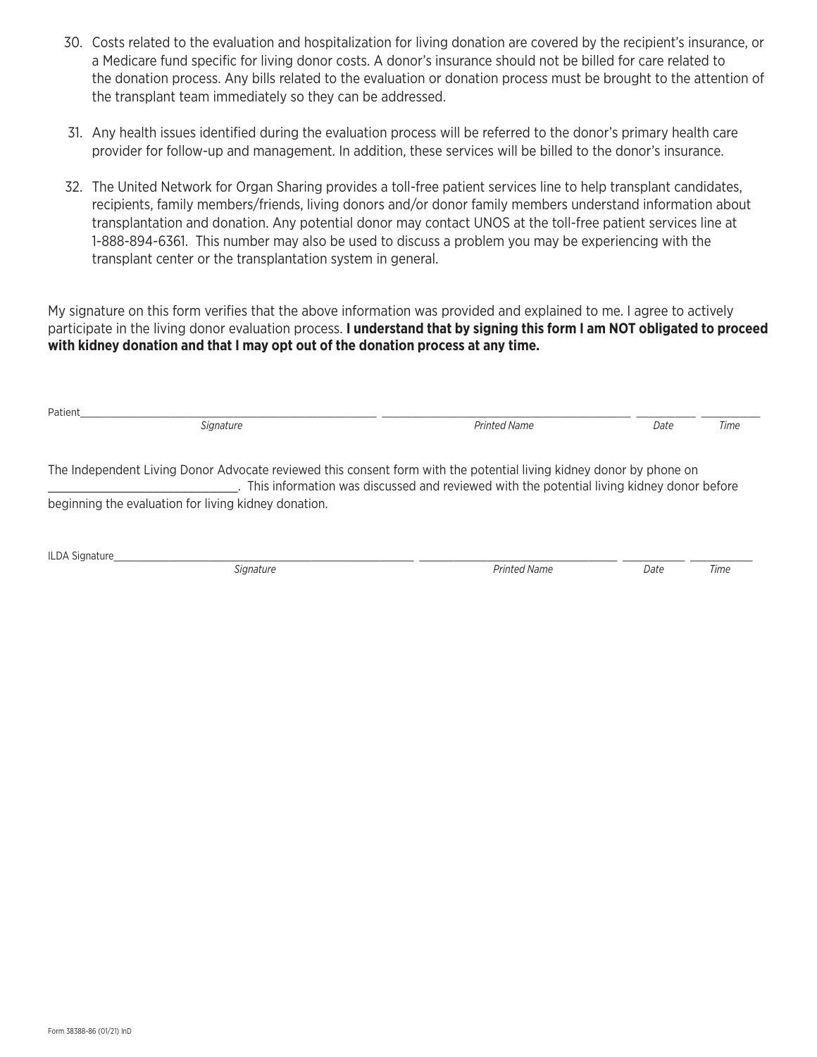30. Costs related to the evaluation and hospitalization for living donation are covered by the recipient's insurance, or a Medicare fund specific for living donor costs. A donor's insurance should not be billed for care related to the donation process. Any bills related to the evaluation or donation process must be brought to the attention of the transplant team immediately so they can be addressed.

31. Any health issues identified during the evaluation process will be referred to the donor's primary health care provider for follow-up and management. In addition, these services will be billed to the donor's insurance.

32. The United Network for Organ Sharing provides a toll-free patient services line to help transplant candidates, recipients, family members/friends, living donors and/or donor family members understand information about transplantation and donation. Any potential donor may contact UNOS at the toll-free patient services line at 1-888-894-6361. This number may also be used to discuss a problem you may be experiencing with the transplant center or the transplantation system in general.

My signature on this form verifies that the above information was provided and explained to me. I agree to actively participate in the living donor evaluation process. **I understand that by signing this form I am NOT obligated to proceed with kidney donation and that I may opt out of the donation process at any time.**

Patient_______________________________ _______________________________ __________ __________

*Signature* *Printed Name* *Date* *Time*

The Independent Living Donor Advocate reviewed this consent form with the potential living kidney donor by phone on ______________________________. This information was discussed and reviewed with the potential living kidney donor before beginning the evaluation for living kidney donation.

ILDA Signature_______________________________ _______________________________ __________ __________

*Signature* *Printed Name* *Date* *Time*

Form 38388-86 (01/21) InD